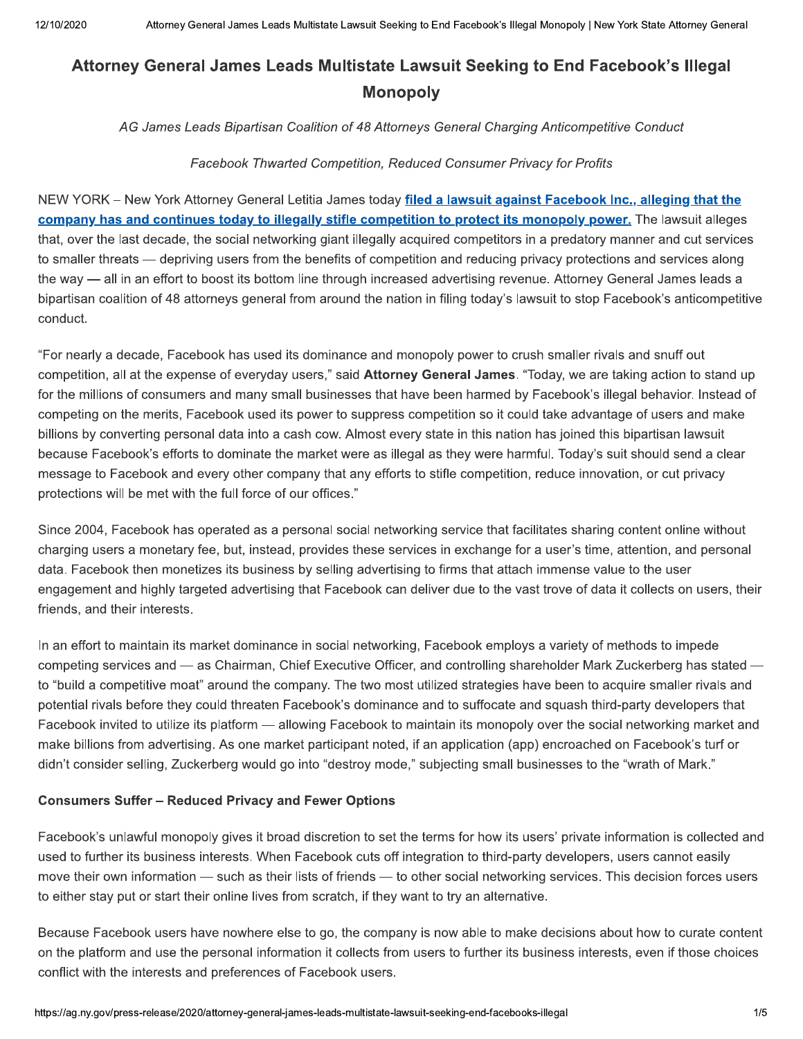# Attorney General James Leads Multistate Lawsuit Seeking to End Facebook's Illegal Monopoly

*AG James Leads Bipartisan Coalition of 48 Attorneys General Charging Anticompetitive Conduct*

*Facebook Thwarted Competition, Reduced Consumer Privacy for Profits*

NEW YORK – New York Attorney General Letitia James today **filed a lawsuit against Facebook Inc., alleging that the company has and continues today to illegally stifle competition to protect its monopoly power.** The lawsuit alleges that, over the last decade, the social networking giant illegally acquired competitors in a predatory manner and cut services to smaller threats — depriving users from the benefits of competition and reducing privacy protections and services along the way — all in an effort to boost its bottom line through increased advertising revenue. Attorney General James leads a bipartisan coalition of 48 attorneys general from around the nation in filing today's lawsuit to stop Facebook's anticompetitive conduct.

"For nearly a decade, Facebook has used its dominance and monopoly power to crush smaller rivals and snuff out competition, all at the expense of everyday users," said **Attorney General James**. "Today, we are taking action to stand up for the millions of consumers and many small businesses that have been harmed by Facebook's illegal behavior. Instead of competing on the merits, Facebook used its power to suppress competition so it could take advantage of users and make billions by converting personal data into a cash cow. Almost every state in this nation has joined this bipartisan lawsuit because Facebook's efforts to dominate the market were as illegal as they were harmful. Today's suit should send a clear message to Facebook and every other company that any efforts to stifle competition, reduce innovation, or cut privacy protections will be met with the full force of our offices."

Since 2004, Facebook has operated as a personal social networking service that facilitates sharing content online without charging users a monetary fee, but, instead, provides these services in exchange for a user's time, attention, and personal data. Facebook then monetizes its business by selling advertising to firms that attach immense value to the user engagement and highly targeted advertising that Facebook can deliver due to the vast trove of data it collects on users, their friends, and their interests.

In an effort to maintain its market dominance in social networking, Facebook employs a variety of methods to impede competing services and — as Chairman, Chief Executive Officer, and controlling shareholder Mark Zuckerberg has stated — to "build a competitive moat" around the company. The two most utilized strategies have been to acquire smaller rivals and potential rivals before they could threaten Facebook's dominance and to suffocate and squash third-party developers that Facebook invited to utilize its platform — allowing Facebook to maintain its monopoly over the social networking market and make billions from advertising. As one market participant noted, if an application (app) encroached on Facebook's turf or didn't consider selling, Zuckerberg would go into "destroy mode," subjecting small businesses to the "wrath of Mark."

### Consumers Suffer – Reduced Privacy and Fewer Options

Facebook's unlawful monopoly gives it broad discretion to set the terms for how its users' private information is collected and used to further its business interests. When Facebook cuts off integration to third-party developers, users cannot easily move their own information — such as their lists of friends — to other social networking services. This decision forces users to either stay put or start their online lives from scratch, if they want to try an alternative.

Because Facebook users have nowhere else to go, the company is now able to make decisions about how to curate content on the platform and use the personal information it collects from users to further its business interests, even if those choices conflict with the interests and preferences of Facebook users.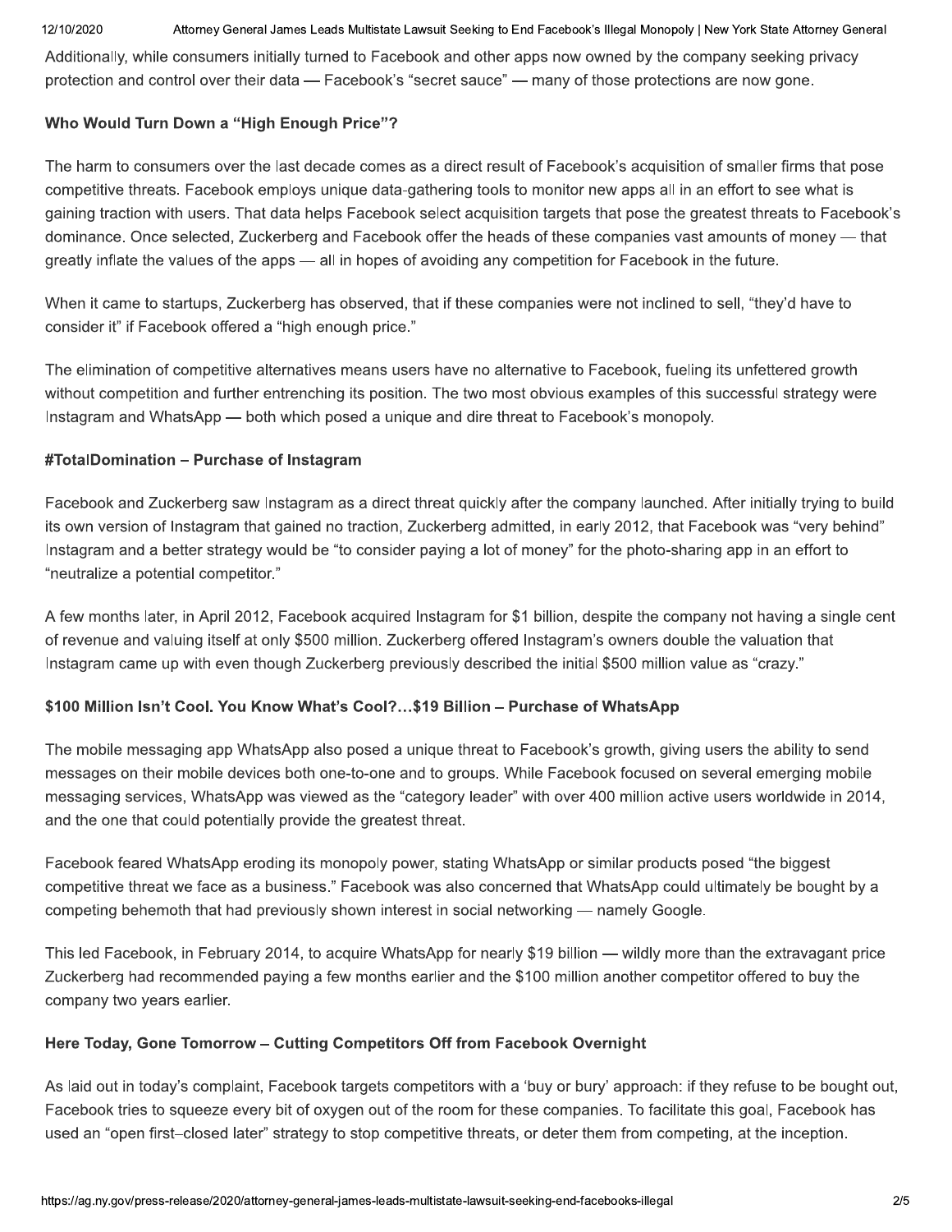Additionally, while consumers initially turned to Facebook and other apps now owned by the company seeking privacy protection and control over their data — Facebook's "secret sauce" — many of those protections are now gone.

### Who Would Turn Down a "High Enough Price"?

The harm to consumers over the last decade comes as a direct result of Facebook's acquisition of smaller firms that pose competitive threats. Facebook employs unique data-gathering tools to monitor new apps all in an effort to see what is gaining traction with users. That data helps Facebook select acquisition targets that pose the greatest threats to Facebook's dominance. Once selected, Zuckerberg and Facebook offer the heads of these companies vast amounts of money — that greatly inflate the values of the apps — all in hopes of avoiding any competition for Facebook in the future.

When it came to startups, Zuckerberg has observed, that if these companies were not inclined to sell, "they'd have to consider it" if Facebook offered a "high enough price."

The elimination of competitive alternatives means users have no alternative to Facebook, fueling its unfettered growth without competition and further entrenching its position. The two most obvious examples of this successful strategy were Instagram and WhatsApp — both which posed a unique and dire threat to Facebook's monopoly.

### #TotalDomination – Purchase of Instagram

Facebook and Zuckerberg saw Instagram as a direct threat quickly after the company launched. After initially trying to build its own version of Instagram that gained no traction, Zuckerberg admitted, in early 2012, that Facebook was "very behind" Instagram and a better strategy would be "to consider paying a lot of money" for the photo-sharing app in an effort to "neutralize a potential competitor."

A few months later, in April 2012, Facebook acquired Instagram for $1 billion, despite the company not having a single cent of revenue and valuing itself at only $500 million. Zuckerberg offered Instagram's owners double the valuation that Instagram came up with even though Zuckerberg previously described the initial $500 million value as "crazy."

### $100 Million Isn't Cool. You Know What's Cool?…$19 Billion – Purchase of WhatsApp

The mobile messaging app WhatsApp also posed a unique threat to Facebook's growth, giving users the ability to send messages on their mobile devices both one-to-one and to groups. While Facebook focused on several emerging mobile messaging services, WhatsApp was viewed as the "category leader" with over 400 million active users worldwide in 2014, and the one that could potentially provide the greatest threat.

Facebook feared WhatsApp eroding its monopoly power, stating WhatsApp or similar products posed "the biggest competitive threat we face as a business." Facebook was also concerned that WhatsApp could ultimately be bought by a competing behemoth that had previously shown interest in social networking — namely Google.

This led Facebook, in February 2014, to acquire WhatsApp for nearly $19 billion — wildly more than the extravagant price Zuckerberg had recommended paying a few months earlier and the $100 million another competitor offered to buy the company two years earlier.

### Here Today, Gone Tomorrow – Cutting Competitors Off from Facebook Overnight

As laid out in today's complaint, Facebook targets competitors with a 'buy or bury' approach: if they refuse to be bought out, Facebook tries to squeeze every bit of oxygen out of the room for these companies. To facilitate this goal, Facebook has used an "open first–closed later" strategy to stop competitive threats, or deter them from competing, at the inception.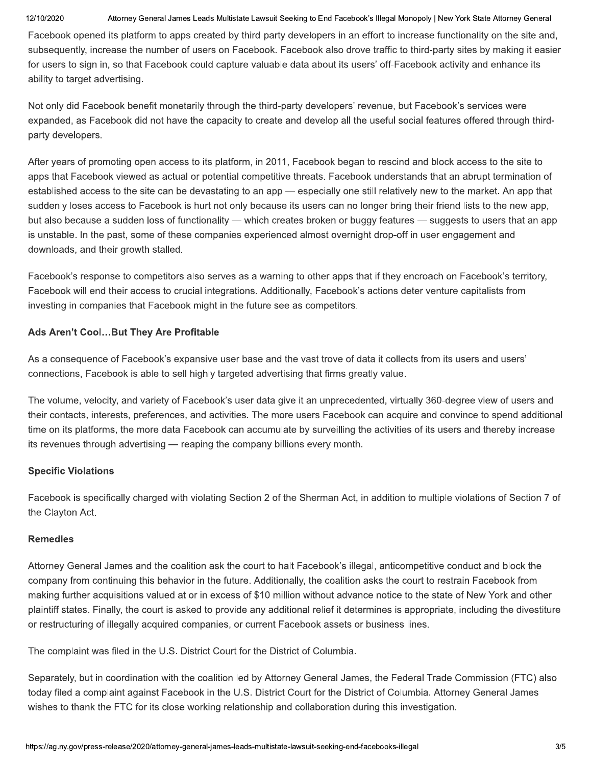Facebook opened its platform to apps created by third-party developers in an effort to increase functionality on the site and, subsequently, increase the number of users on Facebook. Facebook also drove traffic to third-party sites by making it easier for users to sign in, so that Facebook could capture valuable data about its users' off-Facebook activity and enhance its ability to target advertising.

Not only did Facebook benefit monetarily through the third-party developers' revenue, but Facebook's services were expanded, as Facebook did not have the capacity to create and develop all the useful social features offered through third-party developers.

After years of promoting open access to its platform, in 2011, Facebook began to rescind and block access to the site to apps that Facebook viewed as actual or potential competitive threats. Facebook understands that an abrupt termination of established access to the site can be devastating to an app — especially one still relatively new to the market. An app that suddenly loses access to Facebook is hurt not only because its users can no longer bring their friend lists to the new app, but also because a sudden loss of functionality — which creates broken or buggy features — suggests to users that an app is unstable. In the past, some of these companies experienced almost overnight drop-off in user engagement and downloads, and their growth stalled.

Facebook's response to competitors also serves as a warning to other apps that if they encroach on Facebook's territory, Facebook will end their access to crucial integrations. Additionally, Facebook's actions deter venture capitalists from investing in companies that Facebook might in the future see as competitors.

### Ads Aren't Cool…But They Are Profitable

As a consequence of Facebook's expansive user base and the vast trove of data it collects from its users and users' connections, Facebook is able to sell highly targeted advertising that firms greatly value.

The volume, velocity, and variety of Facebook's user data give it an unprecedented, virtually 360-degree view of users and their contacts, interests, preferences, and activities. The more users Facebook can acquire and convince to spend additional time on its platforms, the more data Facebook can accumulate by surveilling the activities of its users and thereby increase its revenues through advertising — reaping the company billions every month.

### Specific Violations

Facebook is specifically charged with violating Section 2 of the Sherman Act, in addition to multiple violations of Section 7 of the Clayton Act.

### Remedies

Attorney General James and the coalition ask the court to halt Facebook's illegal, anticompetitive conduct and block the company from continuing this behavior in the future. Additionally, the coalition asks the court to restrain Facebook from making further acquisitions valued at or in excess of $10 million without advance notice to the state of New York and other plaintiff states. Finally, the court is asked to provide any additional relief it determines is appropriate, including the divestiture or restructuring of illegally acquired companies, or current Facebook assets or business lines.

The complaint was filed in the U.S. District Court for the District of Columbia.

Separately, but in coordination with the coalition led by Attorney General James, the Federal Trade Commission (FTC) also today filed a complaint against Facebook in the U.S. District Court for the District of Columbia. Attorney General James wishes to thank the FTC for its close working relationship and collaboration during this investigation.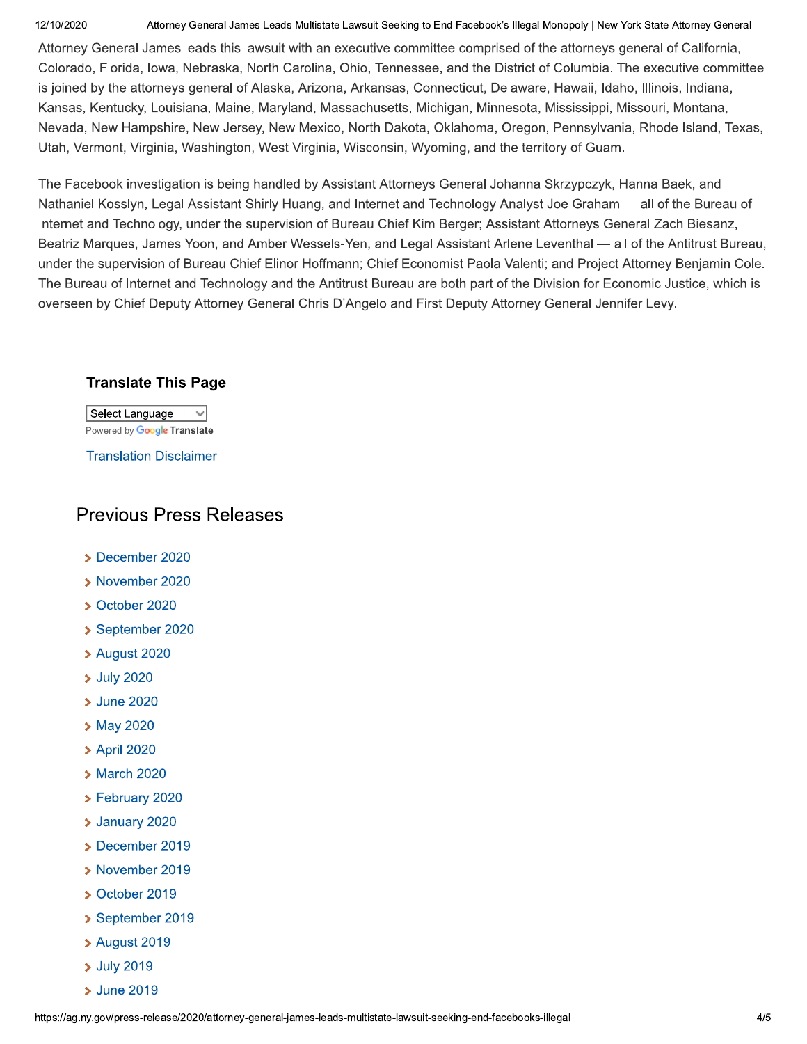Attorney General James leads this lawsuit with an executive committee comprised of the attorneys general of California, Colorado, Florida, Iowa, Nebraska, North Carolina, Ohio, Tennessee, and the District of Columbia. The executive committee is joined by the attorneys general of Alaska, Arizona, Arkansas, Connecticut, Delaware, Hawaii, Idaho, Illinois, Indiana, Kansas, Kentucky, Louisiana, Maine, Maryland, Massachusetts, Michigan, Minnesota, Mississippi, Missouri, Montana, Nevada, New Hampshire, New Jersey, New Mexico, North Dakota, Oklahoma, Oregon, Pennsylvania, Rhode Island, Texas, Utah, Vermont, Virginia, Washington, West Virginia, Wisconsin, Wyoming, and the territory of Guam.

The Facebook investigation is being handled by Assistant Attorneys General Johanna Skrzypczyk, Hanna Baek, and Nathaniel Kosslyn, Legal Assistant Shirly Huang, and Internet and Technology Analyst Joe Graham — all of the Bureau of Internet and Technology, under the supervision of Bureau Chief Kim Berger; Assistant Attorneys General Zach Biesanz, Beatriz Marques, James Yoon, and Amber Wessels-Yen, and Legal Assistant Arlene Leventhal — all of the Antitrust Bureau, under the supervision of Bureau Chief Elinor Hoffmann; Chief Economist Paola Valenti; and Project Attorney Benjamin Cole. The Bureau of Internet and Technology and the Antitrust Bureau are both part of the Division for Economic Justice, which is overseen by Chief Deputy Attorney General Chris D'Angelo and First Deputy Attorney General Jennifer Levy.

### Translate This Page

Select Language

Powered by Google Translate

Translation Disclaimer

## Previous Press Releases

- December 2020
- November 2020
- October 2020
- September 2020
- August 2020
- July 2020
- June 2020
- May 2020
- April 2020
- March 2020
- February 2020
- January 2020
- December 2019
- November 2019
- October 2019
- September 2019
- August 2019
- July 2019
- June 2019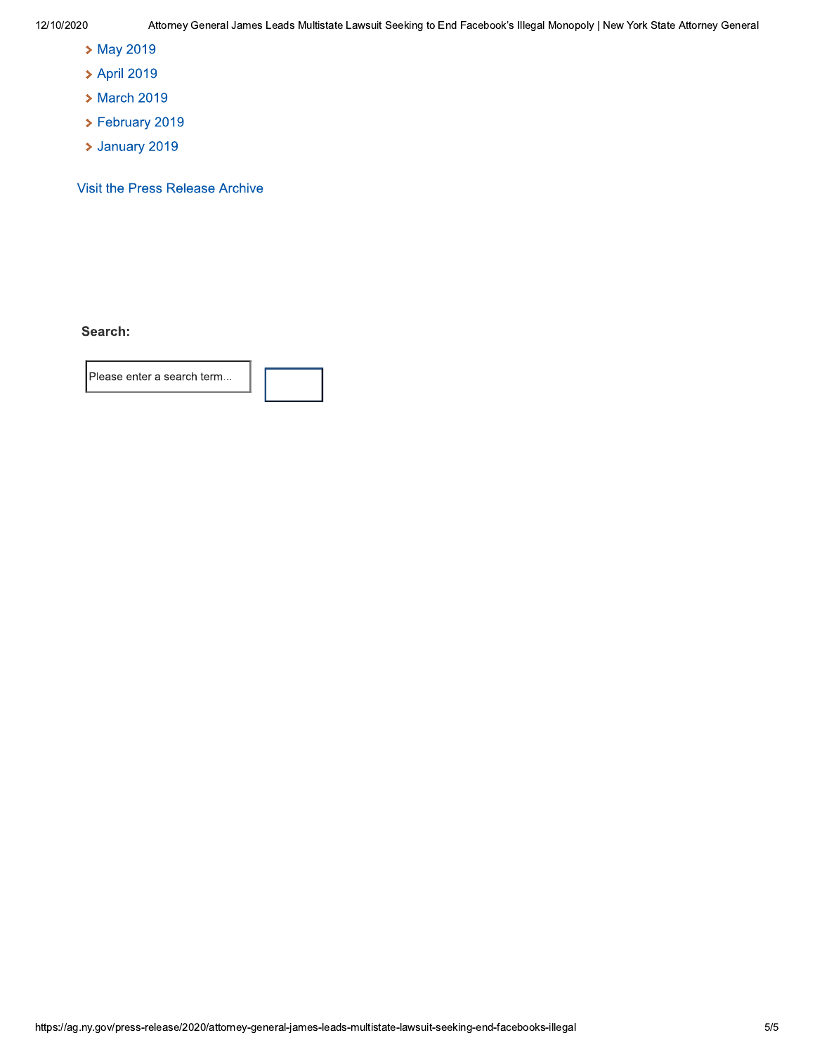- May 2019
- April 2019
- March 2019
- February 2019
- January 2019

Visit the Press Release Archive

**Search:**

Please enter a search term...